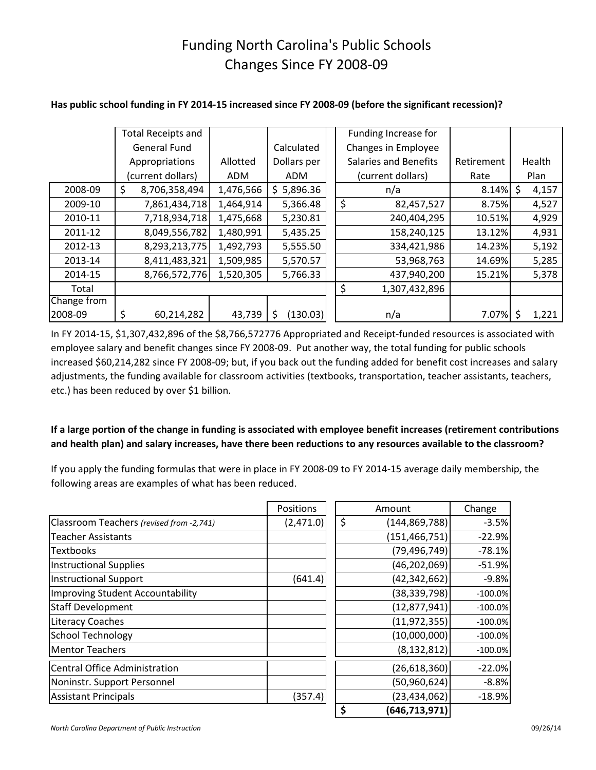# Funding North Carolina's Public Schools
## Changes Since FY 2008-09

**Has public school funding in FY 2014-15 increased since FY 2008-09 (before the significant recession)?**

| | Total Receipts and General Fund Appropriations (current dollars) | Allotted ADM | Calculated Dollars per ADM | Funding Increase for Changes in Employee Salaries and Benefits (current dollars) | Retirement Rate | Health Plan |
|---|---|---|---|---|---|---|
| 2008-09 | $ 8,706,358,494 | 1,476,566 | $ 5,896.36 | n/a | 8.14% | $ 4,157 |
| 2009-10 | 7,861,434,718 | 1,464,914 | 5,366.48 | $ 82,457,527 | 8.75% | 4,527 |
| 2010-11 | 7,718,934,718 | 1,475,668 | 5,230.81 | 240,404,295 | 10.51% | 4,929 |
| 2011-12 | 8,049,556,782 | 1,480,991 | 5,435.25 | 158,240,125 | 13.12% | 4,931 |
| 2012-13 | 8,293,213,775 | 1,492,793 | 5,555.50 | 334,421,986 | 14.23% | 5,192 |
| 2013-14 | 8,411,483,321 | 1,509,985 | 5,570.57 | 53,968,763 | 14.69% | 5,285 |
| 2014-15 | 8,766,572,776 | 1,520,305 | 5,766.33 | 437,940,200 | 15.21% | 5,378 |
| Total | | | | $ 1,307,432,896 | | |
| Change from 2008-09 | $ 60,214,282 | 43,739 | $ (130.03) | n/a | 7.07% | $ 1,221 |

In FY 2014-15, $1,307,432,896 of the $8,766,572776 Appropriated and Receipt-funded resources is associated with employee salary and benefit changes since FY 2008-09. Put another way, the total funding for public schools increased $60,214,282 since FY 2008-09; but, if you back out the funding added for benefit cost increases and salary adjustments, the funding available for classroom activities (textbooks, transportation, teacher assistants, teachers, etc.) has been reduced by over $1 billion.

**If a large portion of the change in funding is associated with employee benefit increases (retirement contributions and health plan) and salary increases, have there been reductions to any resources available to the classroom?**

If you apply the funding formulas that were in place in FY 2008-09 to FY 2014-15 average daily membership, the following areas are examples of what has been reduced.

| | Positions | Amount | Change |
|---|---|---|---|
| Classroom Teachers *(revised from -2,741)* | (2,471.0) | $ (144,869,788) | -3.5% |
| Teacher Assistants | | (151,466,751) | -22.9% |
| Textbooks | | (79,496,749) | -78.1% |
| Instructional Supplies | | (46,202,069) | -51.9% |
| Instructional Support | (641.4) | (42,342,662) | -9.8% |
| Improving Student Accountability | | (38,339,798) | -100.0% |
| Staff Development | | (12,877,941) | -100.0% |
| Literacy Coaches | | (11,972,355) | -100.0% |
| School Technology | | (10,000,000) | -100.0% |
| Mentor Teachers | | (8,132,812) | -100.0% |
| Central Office Administration | | (26,618,360) | -22.0% |
| Noninstr. Support Personnel | | (50,960,624) | -8.8% |
| Assistant Principals | (357.4) | (23,434,062) | -18.9% |
| | | **$ (646,713,971)** | |

*North Carolina Department of Public Instruction* 09/26/14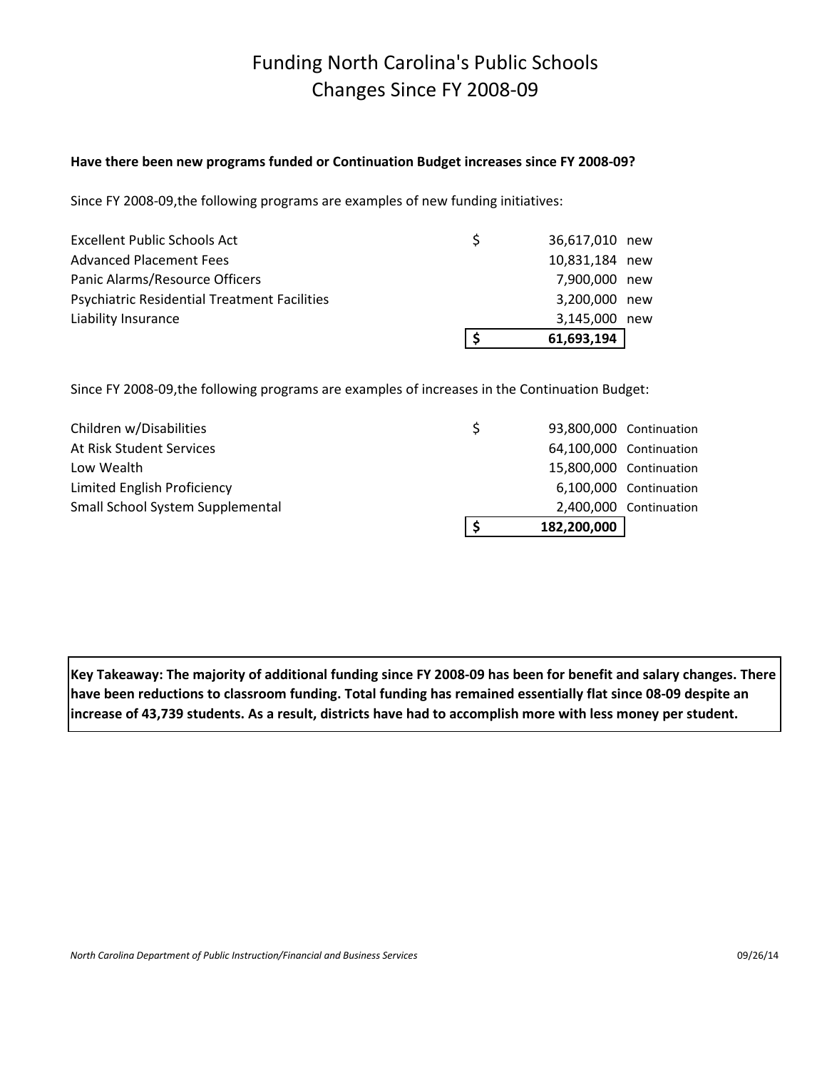# Funding North Carolina's Public Schools
## Changes Since FY 2008-09

**Have there been new programs funded or Continuation Budget increases since FY 2008-09?**

Since FY 2008-09,the following programs are examples of new funding initiatives:

| | | | |
|---|---|---|---|
| Excellent Public Schools Act | $ | 36,617,010 | new |
| Advanced Placement Fees | | 10,831,184 | new |
| Panic Alarms/Resource Officers | | 7,900,000 | new |
| Psychiatric Residential Treatment Facilities | | 3,200,000 | new |
| Liability Insurance | | 3,145,000 | new |
| | **$** | **61,693,194** | |

Since FY 2008-09,the following programs are examples of increases in the Continuation Budget:

| | | | |
|---|---|---|---|
| Children w/Disabilities | $ | 93,800,000 | Continuation |
| At Risk Student Services | | 64,100,000 | Continuation |
| Low Wealth | | 15,800,000 | Continuation |
| Limited English Proficiency | | 6,100,000 | Continuation |
| Small School System Supplemental | | 2,400,000 | Continuation |
| | **$** | **182,200,000** | |

**Key Takeaway: The majority of additional funding since FY 2008-09 has been for benefit and salary changes. There have been reductions to classroom funding. Total funding has remained essentially flat since 08-09 despite an increase of 43,739 students. As a result, districts have had to accomplish more with less money per student.**

*North Carolina Department of Public Instruction/Financial and Business Services* 09/26/14